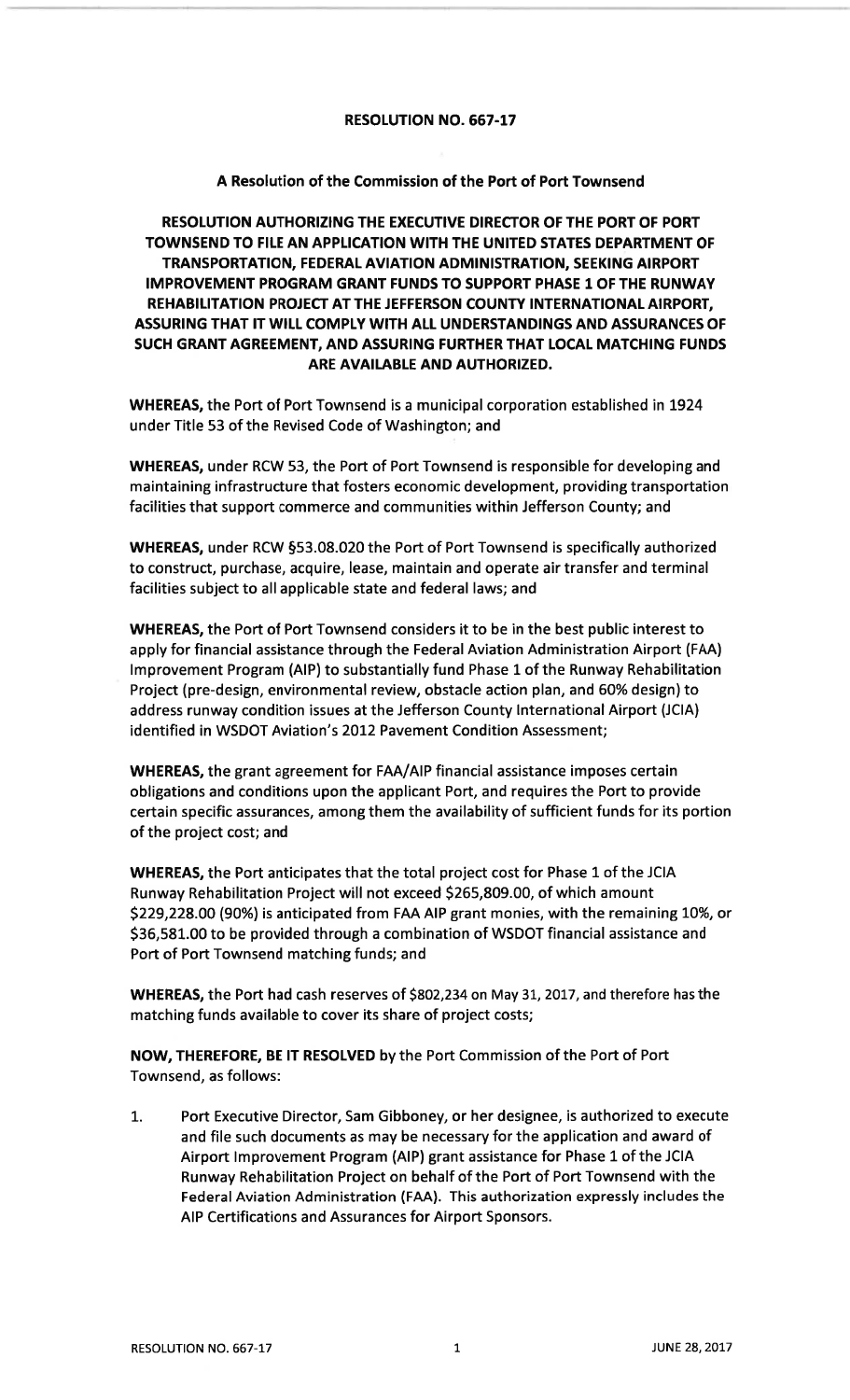# RESOLUTION NO. 667-17

## A Resolution of the Commission of the Port of Port Townsend

**RESOLUTION AUTHORIZING THE EXECUTIVE DIRECTOR OF THE PORT OF PORT TOWNSEND TO FILE AN APPLICATION WITH THE UNITED STATES DEPARTMENT OF TRANSPORTATION, FEDERAL AVIATION ADMINISTRATION, SEEKING AIRPORT IMPROVEMENT PROGRAM GRANT FUNDS TO SUPPORT PHASE 1 OF THE RUNWAY REHABILITATION PROJECT AT THE JEFFERSON COUNTY INTERNATIONAL AIRPORT, ASSURING THAT IT WILL COMPLY WITH ALL UNDERSTANDINGS AND ASSURANCES OF SUCH GRANT AGREEMENT, AND ASSURING FURTHER THAT LOCAL MATCHING FUNDS ARE AVAILABLE AND AUTHORIZED.**

**WHEREAS,** the Port of Port Townsend is a municipal corporation established in 1924 under Title 53 of the Revised Code of Washington; and

**WHEREAS,** under RCW 53, the Port of Port Townsend is responsible for developing and maintaining infrastructure that fosters economic development, providing transportation facilities that support commerce and communities within Jefferson County; and

**WHEREAS,** under RCW §53.08.020 the Port of Port Townsend is specifically authorized to construct, purchase, acquire, lease, maintain and operate air transfer and terminal facilities subject to all applicable state and federal laws; and

**WHEREAS,** the Port of Port Townsend considers it to be in the best public interest to apply for financial assistance through the Federal Aviation Administration Airport (FAA) Improvement Program (AIP) to substantially fund Phase 1 of the Runway Rehabilitation Project (pre-design, environmental review, obstacle action plan, and 60% design) to address runway condition issues at the Jefferson County International Airport (JCIA) identified in WSDOT Aviation's 2012 Pavement Condition Assessment;

**WHEREAS,** the grant agreement for FAA/AIP financial assistance imposes certain obligations and conditions upon the applicant Port, and requires the Port to provide certain specific assurances, among them the availability of sufficient funds for its portion of the project cost; and

**WHEREAS,** the Port anticipates that the total project cost for Phase 1 of the JCIA Runway Rehabilitation Project will not exceed $265,809.00, of which amount $229,228.00 (90%) is anticipated from FAA AIP grant monies, with the remaining 10%, or $36,581.00 to be provided through a combination of WSDOT financial assistance and Port of Port Townsend matching funds; and

**WHEREAS,** the Port had cash reserves of $802,234 on May 31, 2017, and therefore has the matching funds available to cover its share of project costs;

**NOW, THEREFORE, BE IT RESOLVED** by the Port Commission of the Port of Port Townsend, as follows:

1. Port Executive Director, Sam Gibboney, or her designee, is authorized to execute and file such documents as may be necessary for the application and award of Airport Improvement Program (AIP) grant assistance for Phase 1 of the JCIA Runway Rehabilitation Project on behalf of the Port of Port Townsend with the Federal Aviation Administration (FAA). This authorization expressly includes the AIP Certifications and Assurances for Airport Sponsors.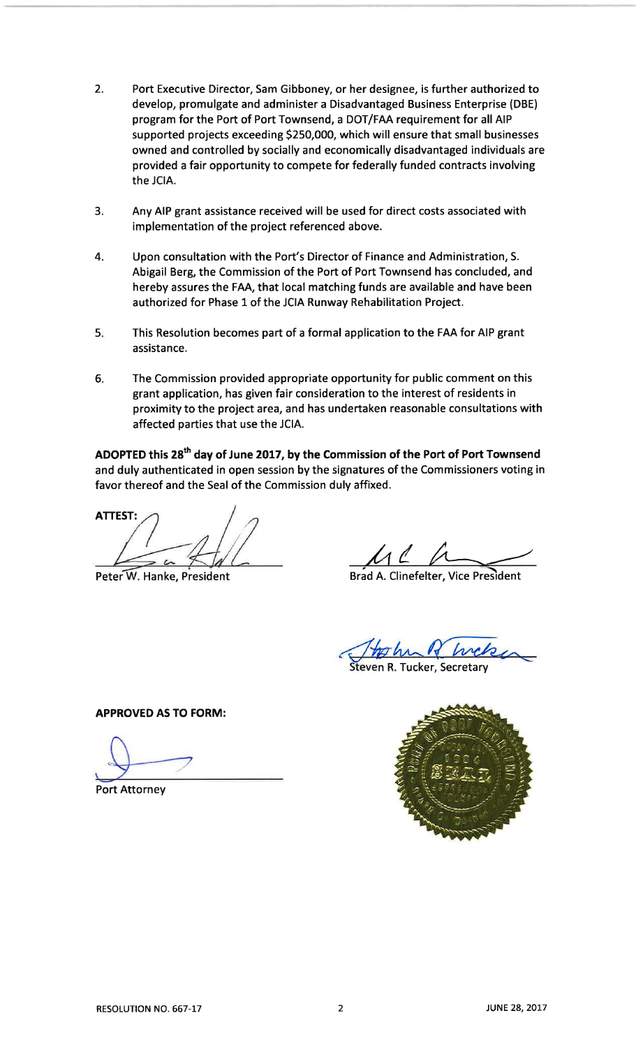2. Port Executive Director, Sam Gibboney, or her designee, is further authorized to develop, promulgate and administer a Disadvantaged Business Enterprise (DBE) program for the Port of Port Townsend, a DOT/FAA requirement for all AIP supported projects exceeding $250,000, which will ensure that small businesses owned and controlled by socially and economically disadvantaged individuals are provided a fair opportunity to compete for federally funded contracts involving the JCIA.

3. Any AIP grant assistance received will be used for direct costs associated with implementation of the project referenced above.

4. Upon consultation with the Port's Director of Finance and Administration, S. Abigail Berg, the Commission of the Port of Port Townsend has concluded, and hereby assures the FAA, that local matching funds are available and have been authorized for Phase 1 of the JCIA Runway Rehabilitation Project.

5. This Resolution becomes part of a formal application to the FAA for AIP grant assistance.

6. The Commission provided appropriate opportunity for public comment on this grant application, has given fair consideration to the interest of residents in proximity to the project area, and has undertaken reasonable consultations with affected parties that use the JCIA.

**ADOPTED this 28th day of June 2017, by the Commission of the Port of Port Townsend** and duly authenticated in open session by the signatures of the Commissioners voting in favor thereof and the Seal of the Commission duly affixed.

**ATTEST:**

Peter W. Hanke, President

Brad A. Clinefelter, Vice President

Steven R. Tucker, Secretary

**APPROVED AS TO FORM:**

Port Attorney

RESOLUTION NO. 667-17 — JUNE 28, 2017